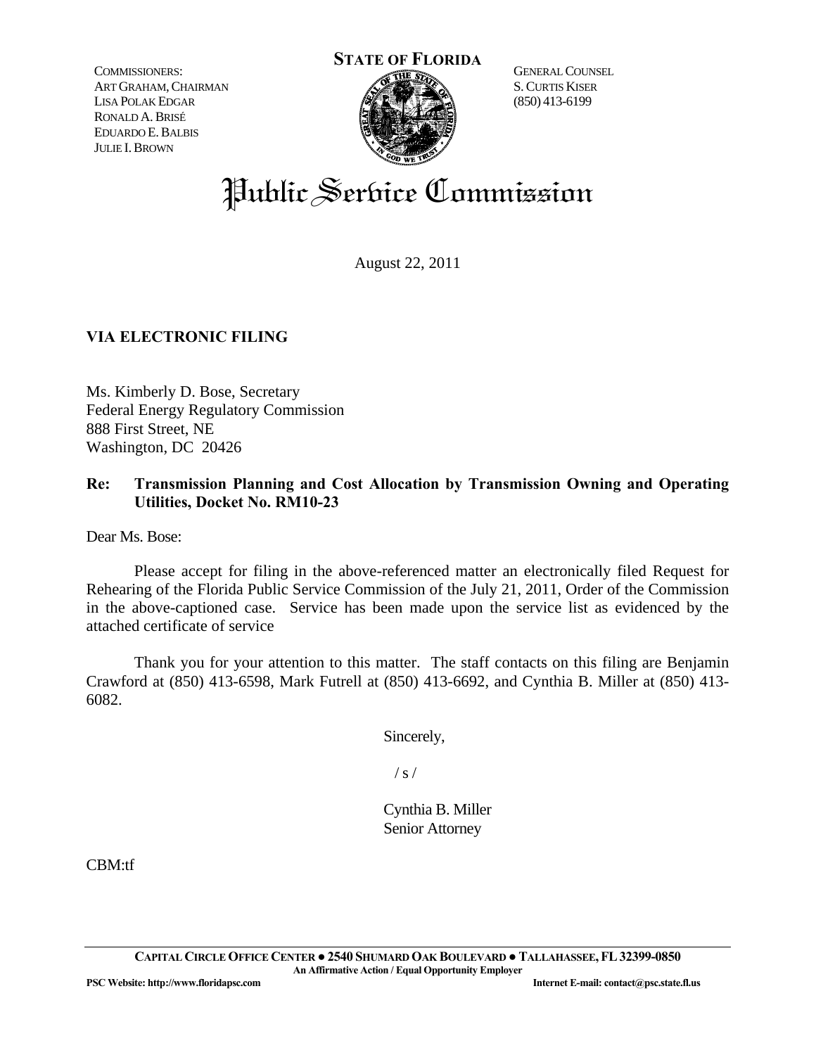COMMISSIONERS:
ART GRAHAM, CHAIRMAN
LISA POLAK EDGAR
RONALD A. BRISÉ
EDUARDO E. BALBIS
JULIE I. BROWN

**STATE OF FLORIDA**

GENERAL COUNSEL
S. CURTIS KISER
(850) 413-6199

# Public Service Commission

August 22, 2011

**VIA ELECTRONIC FILING**

Ms. Kimberly D. Bose, Secretary
Federal Energy Regulatory Commission
888 First Street, NE
Washington, DC 20426

**Re: Transmission Planning and Cost Allocation by Transmission Owning and Operating Utilities, Docket No. RM10-23**

Dear Ms. Bose:

Please accept for filing in the above-referenced matter an electronically filed Request for Rehearing of the Florida Public Service Commission of the July 21, 2011, Order of the Commission in the above-captioned case. Service has been made upon the service list as evidenced by the attached certificate of service

Thank you for your attention to this matter. The staff contacts on this filing are Benjamin Crawford at (850) 413-6598, Mark Futrell at (850) 413-6692, and Cynthia B. Miller at (850) 413-6082.

Sincerely,

/ s /

Cynthia B. Miller
Senior Attorney

CBM:tf

**CAPITAL CIRCLE OFFICE CENTER ● 2540 SHUMARD OAK BOULEVARD ● TALLAHASSEE, FL 32399-0850**
**An Affirmative Action / Equal Opportunity Employer**
**PSC Website: http://www.floridapsc.com** **Internet E-mail: contact@psc.state.fl.us**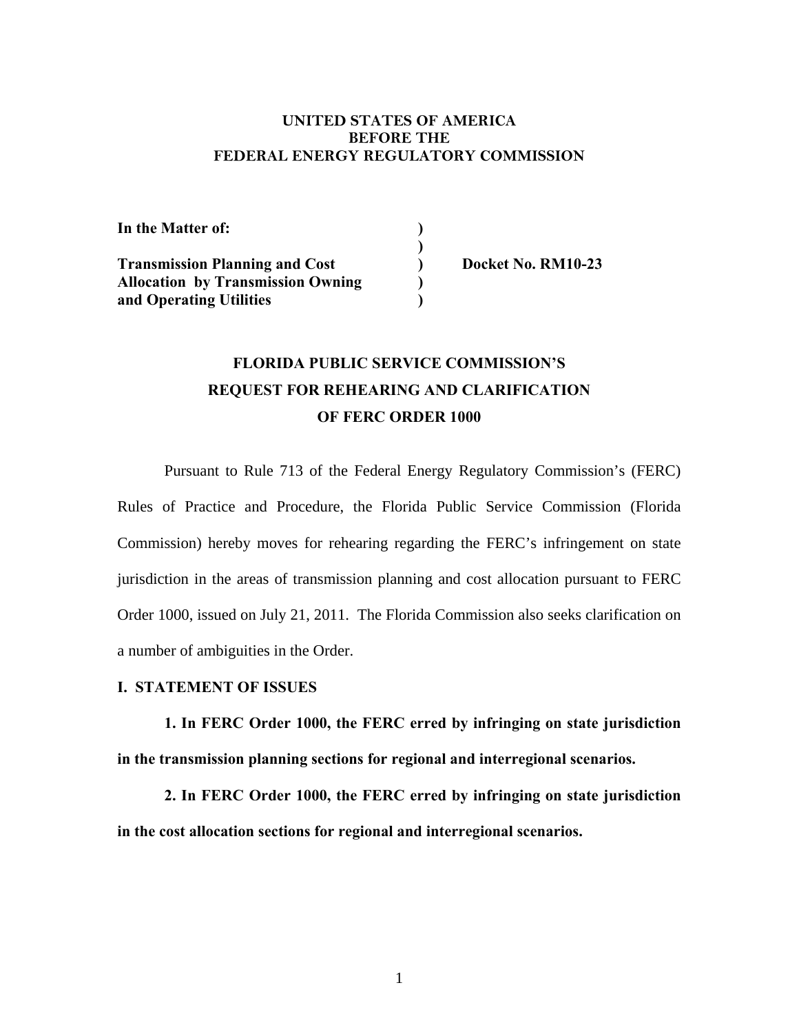**UNITED STATES OF AMERICA**
**BEFORE THE**
**FEDERAL ENERGY REGULATORY COMMISSION**

| | | |
|---|---|---|
| **In the Matter of:** | **)** | |
| | **)** | |
| **Transmission Planning and Cost** | **)** | **Docket No. RM10-23** |
| **Allocation by Transmission Owning** | **)** | |
| **and Operating Utilities** | **)** | |

# FLORIDA PUBLIC SERVICE COMMISSION'S REQUEST FOR REHEARING AND CLARIFICATION OF FERC ORDER 1000

Pursuant to Rule 713 of the Federal Energy Regulatory Commission's (FERC) Rules of Practice and Procedure, the Florida Public Service Commission (Florida Commission) hereby moves for rehearing regarding the FERC's infringement on state jurisdiction in the areas of transmission planning and cost allocation pursuant to FERC Order 1000, issued on July 21, 2011. The Florida Commission also seeks clarification on a number of ambiguities in the Order.

## I. STATEMENT OF ISSUES

**1. In FERC Order 1000, the FERC erred by infringing on state jurisdiction in the transmission planning sections for regional and interregional scenarios.**

**2. In FERC Order 1000, the FERC erred by infringing on state jurisdiction in the cost allocation sections for regional and interregional scenarios.**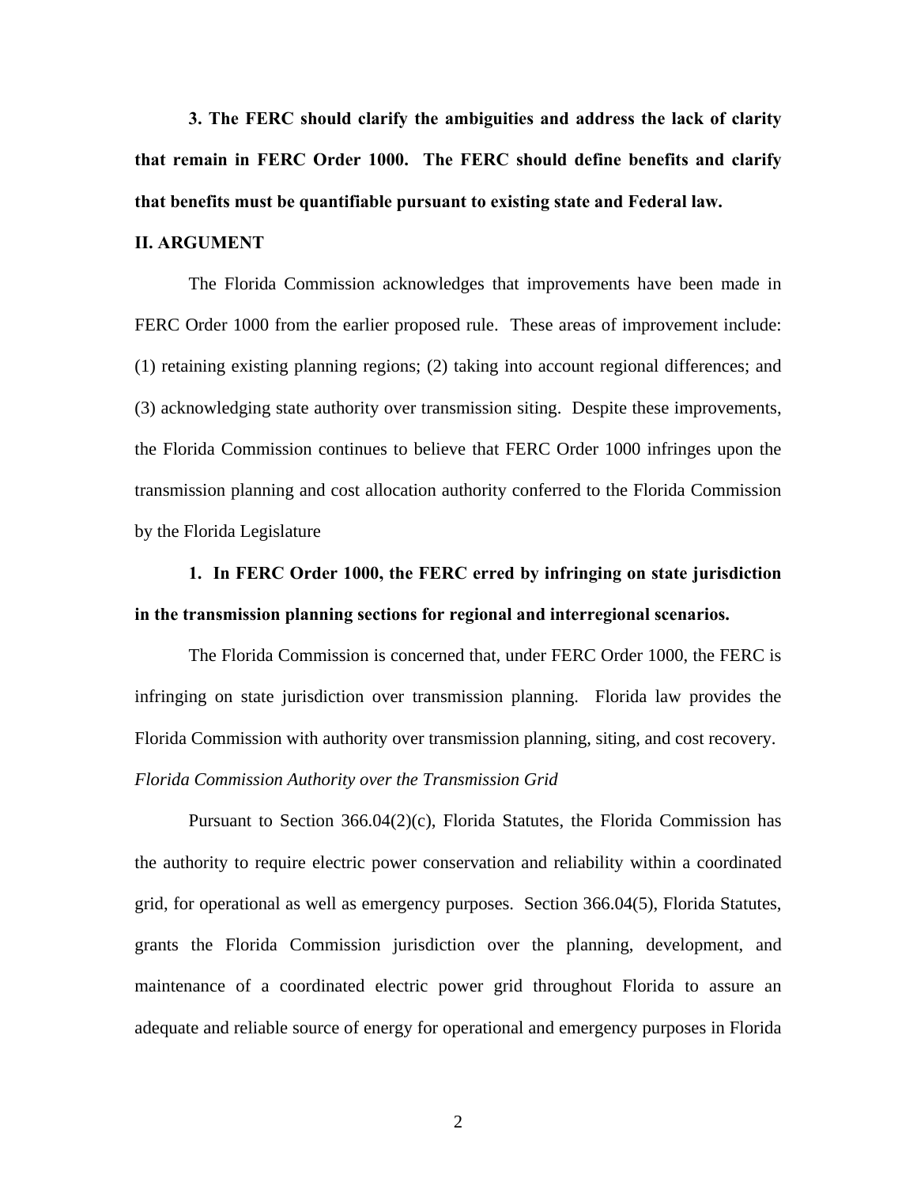**3. The FERC should clarify the ambiguities and address the lack of clarity that remain in FERC Order 1000. The FERC should define benefits and clarify that benefits must be quantifiable pursuant to existing state and Federal law.**

## II. ARGUMENT

The Florida Commission acknowledges that improvements have been made in FERC Order 1000 from the earlier proposed rule. These areas of improvement include: (1) retaining existing planning regions; (2) taking into account regional differences; and (3) acknowledging state authority over transmission siting. Despite these improvements, the Florida Commission continues to believe that FERC Order 1000 infringes upon the transmission planning and cost allocation authority conferred to the Florida Commission by the Florida Legislature

### 1. In FERC Order 1000, the FERC erred by infringing on state jurisdiction in the transmission planning sections for regional and interregional scenarios.

The Florida Commission is concerned that, under FERC Order 1000, the FERC is infringing on state jurisdiction over transmission planning. Florida law provides the Florida Commission with authority over transmission planning, siting, and cost recovery.

*Florida Commission Authority over the Transmission Grid*

Pursuant to Section 366.04(2)(c), Florida Statutes, the Florida Commission has the authority to require electric power conservation and reliability within a coordinated grid, for operational as well as emergency purposes. Section 366.04(5), Florida Statutes, grants the Florida Commission jurisdiction over the planning, development, and maintenance of a coordinated electric power grid throughout Florida to assure an adequate and reliable source of energy for operational and emergency purposes in Florida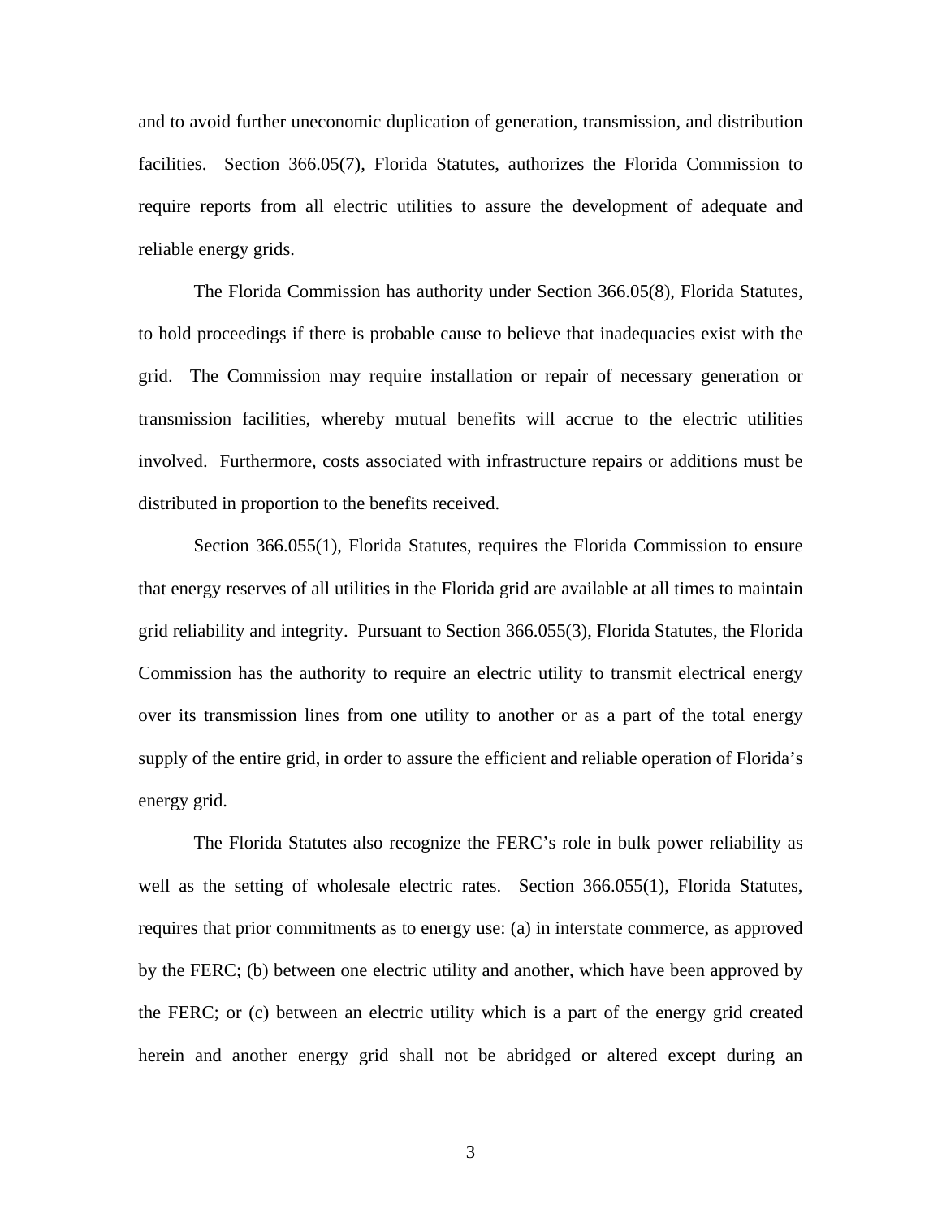and to avoid further uneconomic duplication of generation, transmission, and distribution facilities. Section 366.05(7), Florida Statutes, authorizes the Florida Commission to require reports from all electric utilities to assure the development of adequate and reliable energy grids.

The Florida Commission has authority under Section 366.05(8), Florida Statutes, to hold proceedings if there is probable cause to believe that inadequacies exist with the grid. The Commission may require installation or repair of necessary generation or transmission facilities, whereby mutual benefits will accrue to the electric utilities involved. Furthermore, costs associated with infrastructure repairs or additions must be distributed in proportion to the benefits received.

Section 366.055(1), Florida Statutes, requires the Florida Commission to ensure that energy reserves of all utilities in the Florida grid are available at all times to maintain grid reliability and integrity. Pursuant to Section 366.055(3), Florida Statutes, the Florida Commission has the authority to require an electric utility to transmit electrical energy over its transmission lines from one utility to another or as a part of the total energy supply of the entire grid, in order to assure the efficient and reliable operation of Florida's energy grid.

The Florida Statutes also recognize the FERC's role in bulk power reliability as well as the setting of wholesale electric rates. Section 366.055(1), Florida Statutes, requires that prior commitments as to energy use: (a) in interstate commerce, as approved by the FERC; (b) between one electric utility and another, which have been approved by the FERC; or (c) between an electric utility which is a part of the energy grid created herein and another energy grid shall not be abridged or altered except during an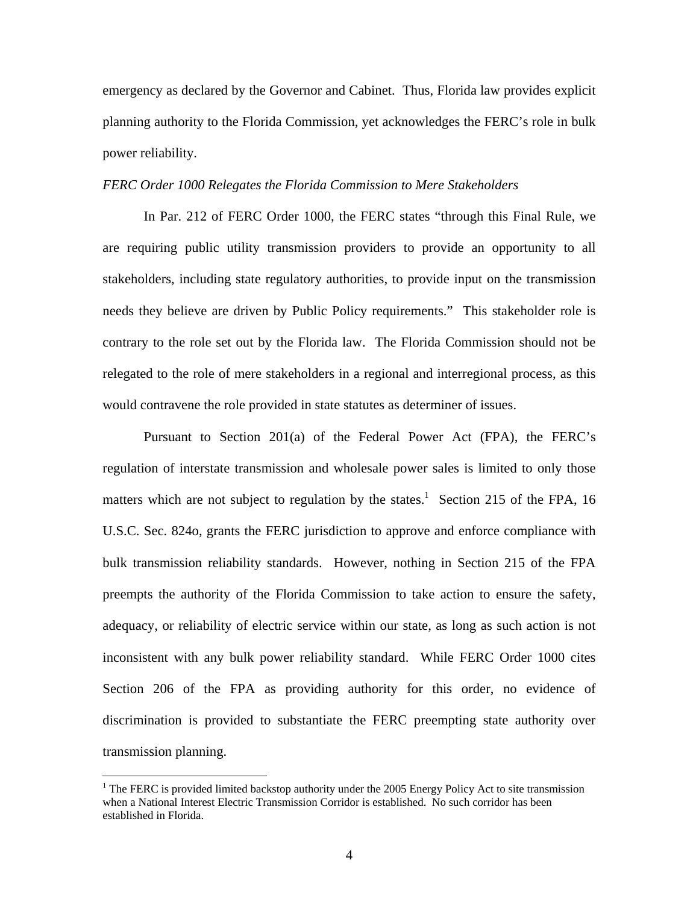emergency as declared by the Governor and Cabinet. Thus, Florida law provides explicit planning authority to the Florida Commission, yet acknowledges the FERC's role in bulk power reliability.

*FERC Order 1000 Relegates the Florida Commission to Mere Stakeholders*

In Par. 212 of FERC Order 1000, the FERC states "through this Final Rule, we are requiring public utility transmission providers to provide an opportunity to all stakeholders, including state regulatory authorities, to provide input on the transmission needs they believe are driven by Public Policy requirements." This stakeholder role is contrary to the role set out by the Florida law. The Florida Commission should not be relegated to the role of mere stakeholders in a regional and interregional process, as this would contravene the role provided in state statutes as determiner of issues.

Pursuant to Section 201(a) of the Federal Power Act (FPA), the FERC's regulation of interstate transmission and wholesale power sales is limited to only those matters which are not subject to regulation by the states.[1] Section 215 of the FPA, 16 U.S.C. Sec. 824o, grants the FERC jurisdiction to approve and enforce compliance with bulk transmission reliability standards. However, nothing in Section 215 of the FPA preempts the authority of the Florida Commission to take action to ensure the safety, adequacy, or reliability of electric service within our state, as long as such action is not inconsistent with any bulk power reliability standard. While FERC Order 1000 cites Section 206 of the FPA as providing authority for this order, no evidence of discrimination is provided to substantiate the FERC preempting state authority over transmission planning.

[1] The FERC is provided limited backstop authority under the 2005 Energy Policy Act to site transmission when a National Interest Electric Transmission Corridor is established. No such corridor has been established in Florida.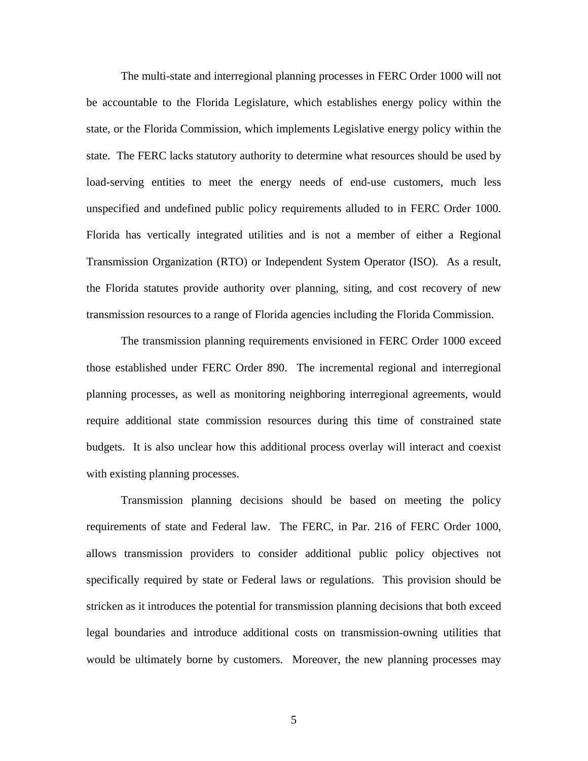The multi-state and interregional planning processes in FERC Order 1000 will not be accountable to the Florida Legislature, which establishes energy policy within the state, or the Florida Commission, which implements Legislative energy policy within the state. The FERC lacks statutory authority to determine what resources should be used by load-serving entities to meet the energy needs of end-use customers, much less unspecified and undefined public policy requirements alluded to in FERC Order 1000. Florida has vertically integrated utilities and is not a member of either a Regional Transmission Organization (RTO) or Independent System Operator (ISO). As a result, the Florida statutes provide authority over planning, siting, and cost recovery of new transmission resources to a range of Florida agencies including the Florida Commission.

The transmission planning requirements envisioned in FERC Order 1000 exceed those established under FERC Order 890. The incremental regional and interregional planning processes, as well as monitoring neighboring interregional agreements, would require additional state commission resources during this time of constrained state budgets. It is also unclear how this additional process overlay will interact and coexist with existing planning processes.

Transmission planning decisions should be based on meeting the policy requirements of state and Federal law. The FERC, in Par. 216 of FERC Order 1000, allows transmission providers to consider additional public policy objectives not specifically required by state or Federal laws or regulations. This provision should be stricken as it introduces the potential for transmission planning decisions that both exceed legal boundaries and introduce additional costs on transmission-owning utilities that would be ultimately borne by customers. Moreover, the new planning processes may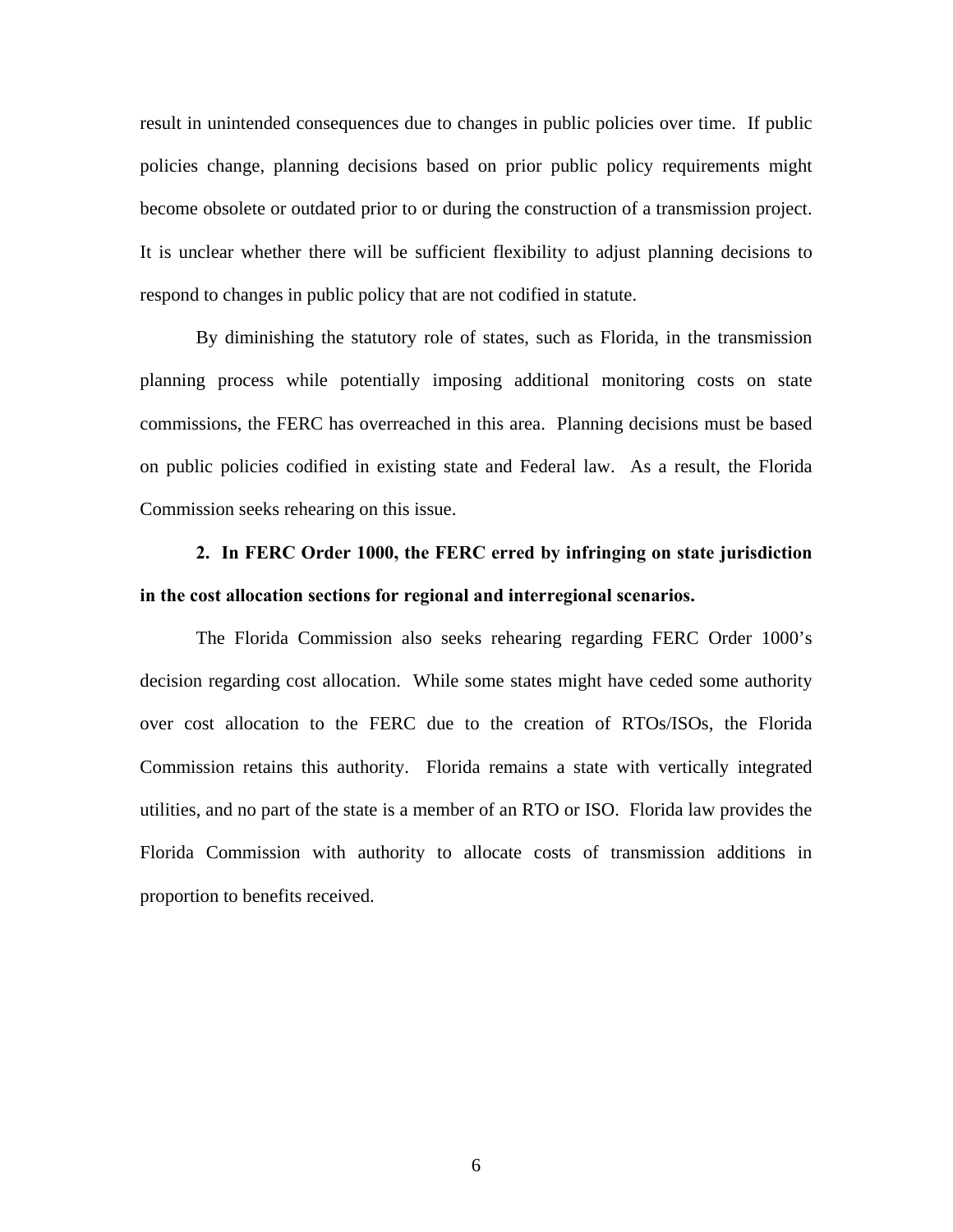result in unintended consequences due to changes in public policies over time. If public policies change, planning decisions based on prior public policy requirements might become obsolete or outdated prior to or during the construction of a transmission project. It is unclear whether there will be sufficient flexibility to adjust planning decisions to respond to changes in public policy that are not codified in statute.

By diminishing the statutory role of states, such as Florida, in the transmission planning process while potentially imposing additional monitoring costs on state commissions, the FERC has overreached in this area. Planning decisions must be based on public policies codified in existing state and Federal law. As a result, the Florida Commission seeks rehearing on this issue.

**2. In FERC Order 1000, the FERC erred by infringing on state jurisdiction in the cost allocation sections for regional and interregional scenarios.**

The Florida Commission also seeks rehearing regarding FERC Order 1000's decision regarding cost allocation. While some states might have ceded some authority over cost allocation to the FERC due to the creation of RTOs/ISOs, the Florida Commission retains this authority. Florida remains a state with vertically integrated utilities, and no part of the state is a member of an RTO or ISO. Florida law provides the Florida Commission with authority to allocate costs of transmission additions in proportion to benefits received.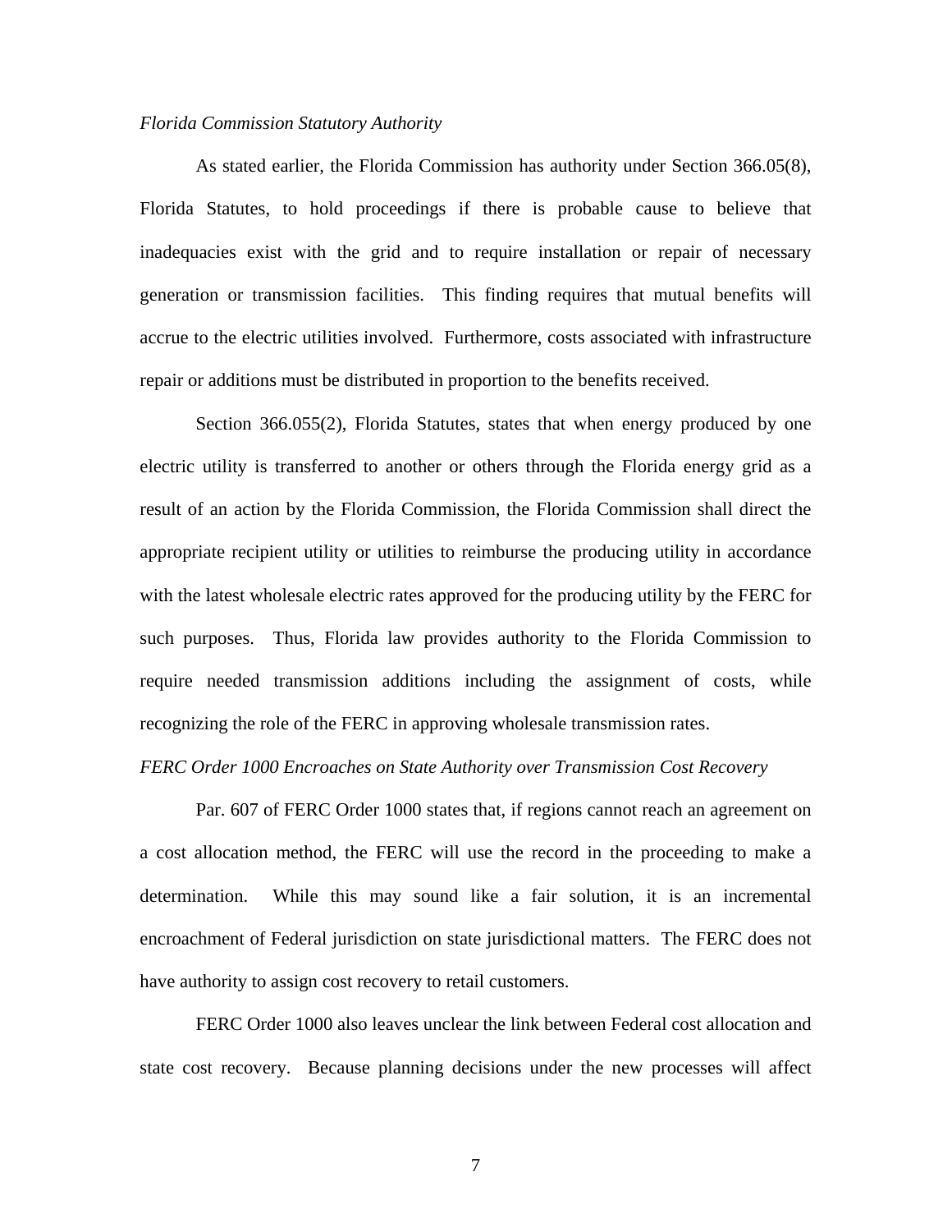*Florida Commission Statutory Authority*

As stated earlier, the Florida Commission has authority under Section 366.05(8), Florida Statutes, to hold proceedings if there is probable cause to believe that inadequacies exist with the grid and to require installation or repair of necessary generation or transmission facilities. This finding requires that mutual benefits will accrue to the electric utilities involved. Furthermore, costs associated with infrastructure repair or additions must be distributed in proportion to the benefits received.

Section 366.055(2), Florida Statutes, states that when energy produced by one electric utility is transferred to another or others through the Florida energy grid as a result of an action by the Florida Commission, the Florida Commission shall direct the appropriate recipient utility or utilities to reimburse the producing utility in accordance with the latest wholesale electric rates approved for the producing utility by the FERC for such purposes. Thus, Florida law provides authority to the Florida Commission to require needed transmission additions including the assignment of costs, while recognizing the role of the FERC in approving wholesale transmission rates.

*FERC Order 1000 Encroaches on State Authority over Transmission Cost Recovery*

Par. 607 of FERC Order 1000 states that, if regions cannot reach an agreement on a cost allocation method, the FERC will use the record in the proceeding to make a determination. While this may sound like a fair solution, it is an incremental encroachment of Federal jurisdiction on state jurisdictional matters. The FERC does not have authority to assign cost recovery to retail customers.

FERC Order 1000 also leaves unclear the link between Federal cost allocation and state cost recovery. Because planning decisions under the new processes will affect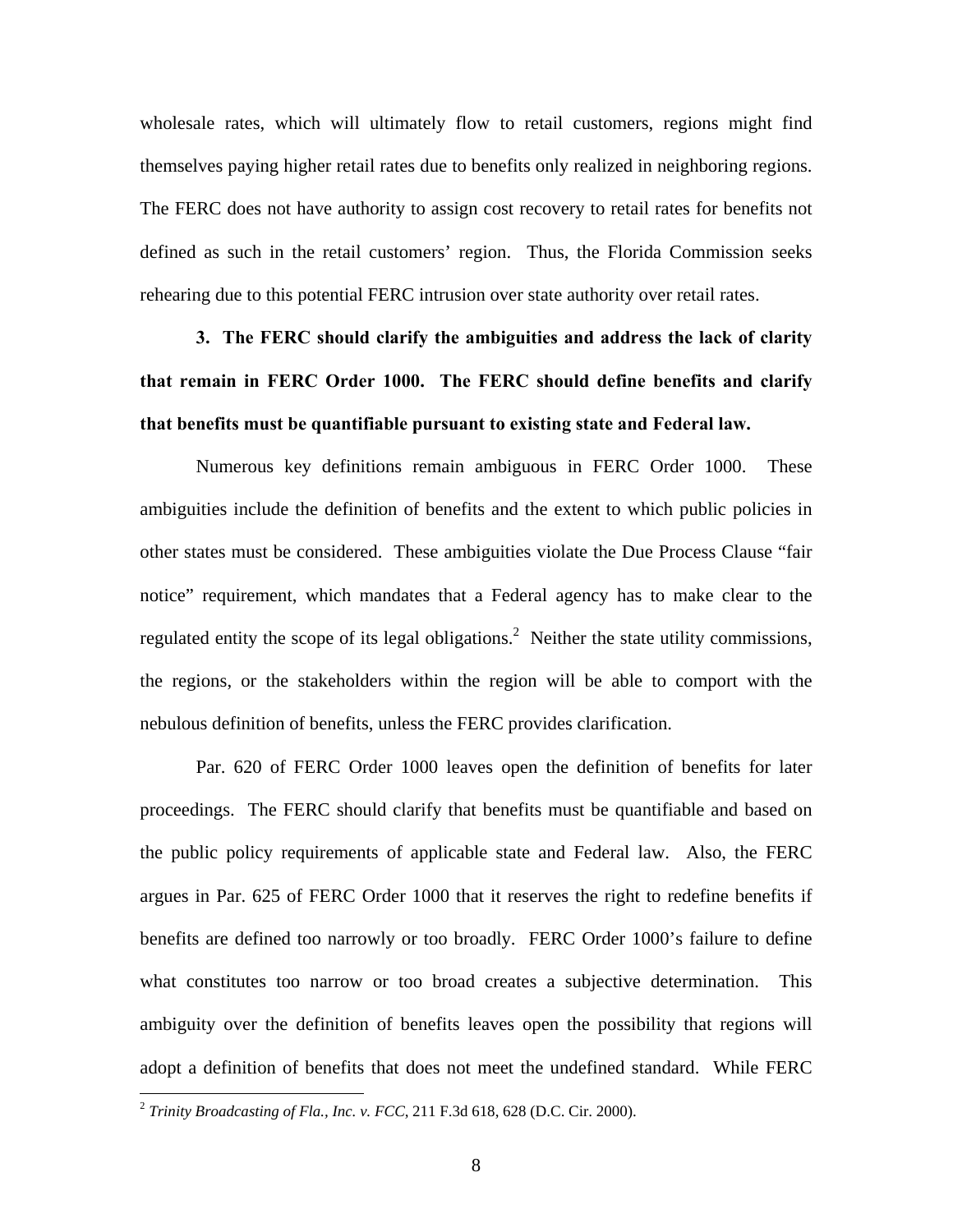wholesale rates, which will ultimately flow to retail customers, regions might find themselves paying higher retail rates due to benefits only realized in neighboring regions. The FERC does not have authority to assign cost recovery to retail rates for benefits not defined as such in the retail customers' region. Thus, the Florida Commission seeks rehearing due to this potential FERC intrusion over state authority over retail rates.

**3. The FERC should clarify the ambiguities and address the lack of clarity that remain in FERC Order 1000. The FERC should define benefits and clarify that benefits must be quantifiable pursuant to existing state and Federal law.**

Numerous key definitions remain ambiguous in FERC Order 1000. These ambiguities include the definition of benefits and the extent to which public policies in other states must be considered. These ambiguities violate the Due Process Clause "fair notice" requirement, which mandates that a Federal agency has to make clear to the regulated entity the scope of its legal obligations.[2] Neither the state utility commissions, the regions, or the stakeholders within the region will be able to comport with the nebulous definition of benefits, unless the FERC provides clarification.

Par. 620 of FERC Order 1000 leaves open the definition of benefits for later proceedings. The FERC should clarify that benefits must be quantifiable and based on the public policy requirements of applicable state and Federal law. Also, the FERC argues in Par. 625 of FERC Order 1000 that it reserves the right to redefine benefits if benefits are defined too narrowly or too broadly. FERC Order 1000's failure to define what constitutes too narrow or too broad creates a subjective determination. This ambiguity over the definition of benefits leaves open the possibility that regions will adopt a definition of benefits that does not meet the undefined standard. While FERC

[2] *Trinity Broadcasting of Fla., Inc. v. FCC*, 211 F.3d 618, 628 (D.C. Cir. 2000).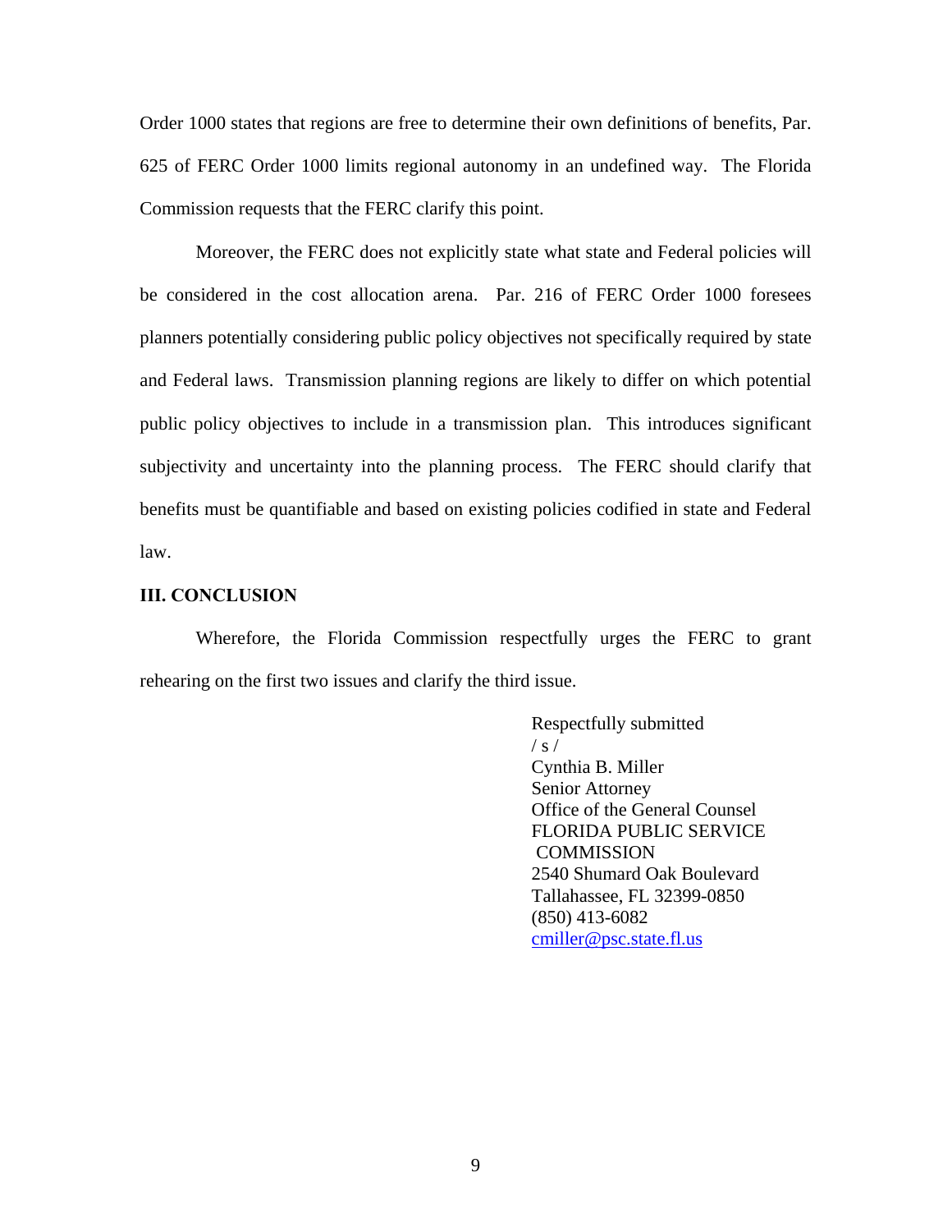Order 1000 states that regions are free to determine their own definitions of benefits, Par. 625 of FERC Order 1000 limits regional autonomy in an undefined way. The Florida Commission requests that the FERC clarify this point.

Moreover, the FERC does not explicitly state what state and Federal policies will be considered in the cost allocation arena. Par. 216 of FERC Order 1000 foresees planners potentially considering public policy objectives not specifically required by state and Federal laws. Transmission planning regions are likely to differ on which potential public policy objectives to include in a transmission plan. This introduces significant subjectivity and uncertainty into the planning process. The FERC should clarify that benefits must be quantifiable and based on existing policies codified in state and Federal law.

### III. CONCLUSION

Wherefore, the Florida Commission respectfully urges the FERC to grant rehearing on the first two issues and clarify the third issue.

Respectfully submitted
/ s /
Cynthia B. Miller
Senior Attorney
Office of the General Counsel
FLORIDA PUBLIC SERVICE COMMISSION
2540 Shumard Oak Boulevard
Tallahassee, FL 32399-0850
(850) 413-6082
cmiller@psc.state.fl.us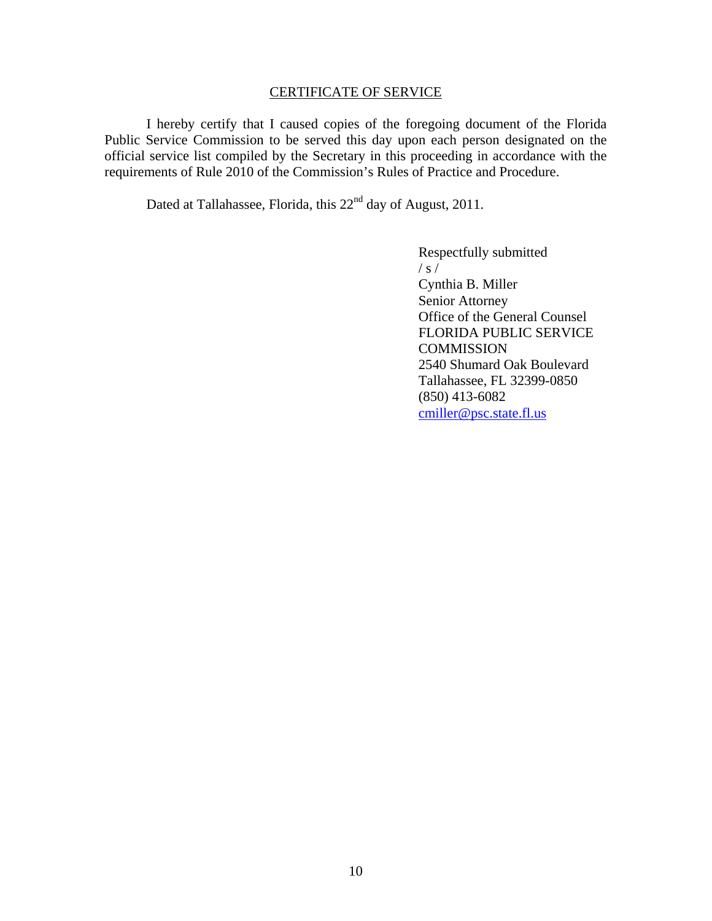## CERTIFICATE OF SERVICE

I hereby certify that I caused copies of the foregoing document of the Florida Public Service Commission to be served this day upon each person designated on the official service list compiled by the Secretary in this proceeding in accordance with the requirements of Rule 2010 of the Commission's Rules of Practice and Procedure.

Dated at Tallahassee, Florida, this 22nd day of August, 2011.

Respectfully submitted  
/ s /  
Cynthia B. Miller  
Senior Attorney  
Office of the General Counsel  
FLORIDA PUBLIC SERVICE COMMISSION  
2540 Shumard Oak Boulevard  
Tallahassee, FL 32399-0850  
(850) 413-6082  
cmiller@psc.state.fl.us